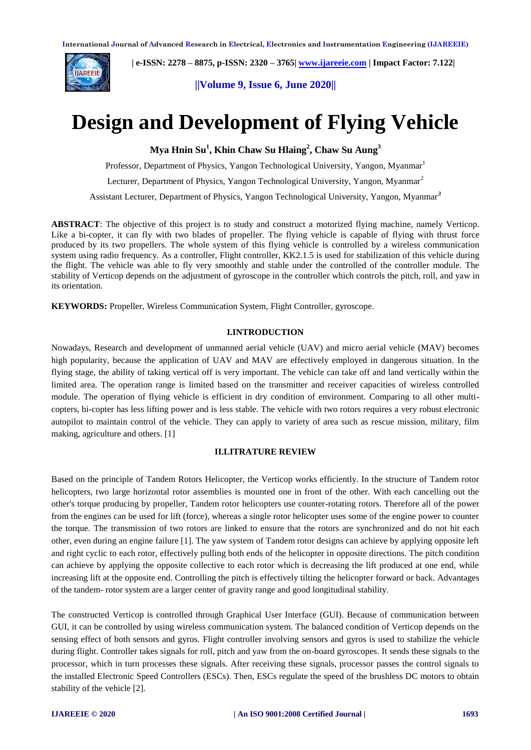# Design and Development of Flying Vehicle

**Mya Hnin Su[1], Khin Chaw Su Hlaing[2], Chaw Su Aung[3]**

Professor, Department of Physics, Yangon Technological University, Yangon, Myanmar[1]

Lecturer, Department of Physics, Yangon Technological University, Yangon, Myanmar[2]

Assistant Lecturer, Department of Physics, Yangon Technological University, Yangon, Myanmar[3]

**ABSTRACT**: The objective of this project is to study and construct a motorized flying machine, namely Verticop. Like a bi-copter, it can fly with two blades of propeller. The flying vehicle is capable of flying with thrust force produced by its two propellers. The whole system of this flying vehicle is controlled by a wireless communication system using radio frequency. As a controller, Flight controller, KK2.1.5 is used for stabilization of this vehicle during the flight. The vehicle was able to fly very smoothly and stable under the controlled of the controller module. The stability of Verticop depends on the adjustment of gyroscope in the controller which controls the pitch, roll, and yaw in its orientation.

**KEYWORDS:** Propeller, Wireless Communication System, Flight Controller, gyroscope.

## I.INTRODUCTION

Nowadays, Research and development of unmanned aerial vehicle (UAV) and micro aerial vehicle (MAV) becomes high popularity, because the application of UAV and MAV are effectively employed in dangerous situation. In the flying stage, the ability of taking vertical off is very important. The vehicle can take off and land vertically within the limited area. The operation range is limited based on the transmitter and receiver capacities of wireless controlled module. The operation of flying vehicle is efficient in dry condition of environment. Comparing to all other multi-copters, bi-copter has less lifting power and is less stable. The vehicle with two rotors requires a very robust electronic autopilot to maintain control of the vehicle. They can apply to variety of area such as rescue mission, military, film making, agriculture and others. [1]

## II.LITRATURE REVIEW

Based on the principle of Tandem Rotors Helicopter, the Verticop works efficiently. In the structure of Tandem rotor helicopters, two large horizontal rotor assemblies is mounted one in front of the other. With each cancelling out the other's torque producing by propeller, Tandem rotor helicopters use counter-rotating rotors. Therefore all of the power from the engines can be used for lift (force), whereas a single rotor helicopter uses some of the engine power to counter the torque. The transmission of two rotors are linked to ensure that the rotors are synchronized and do not hit each other, even during an engine failure [1]. The yaw system of Tandem rotor designs can achieve by applying opposite left and right cyclic to each rotor, effectively pulling both ends of the helicopter in opposite directions. The pitch condition can achieve by applying the opposite collective to each rotor which is decreasing the lift produced at one end, while increasing lift at the opposite end. Controlling the pitch is effectively tilting the helicopter forward or back. Advantages of the tandem- rotor system are a larger center of gravity range and good longitudinal stability.

The constructed Verticop is controlled through Graphical User Interface (GUI). Because of communication between GUI, it can be controlled by using wireless communication system. The balanced condition of Verticop depends on the sensing effect of both sensors and gyros. Flight controller involving sensors and gyros is used to stabilize the vehicle during flight. Controller takes signals for roll, pitch and yaw from the on-board gyroscopes. It sends these signals to the processor, which in turn processes these signals. After receiving these signals, processor passes the control signals to the installed Electronic Speed Controllers (ESCs). Then, ESCs regulate the speed of the brushless DC motors to obtain stability of the vehicle [2].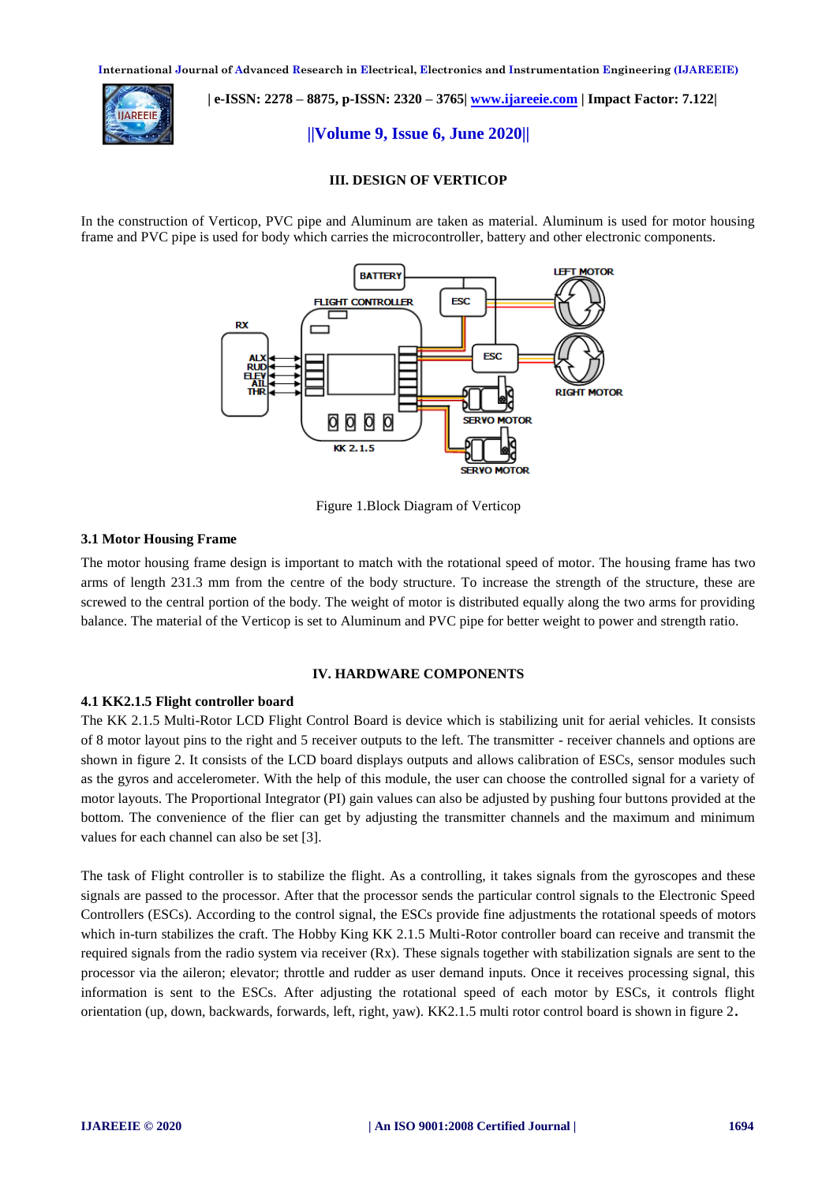## III. DESIGN OF VERTICOP

In the construction of Verticop, PVC pipe and Aluminum are taken as material. Aluminum is used for motor housing frame and PVC pipe is used for body which carries the microcontroller, battery and other electronic components.

Figure 1.Block Diagram of Verticop

### 3.1 Motor Housing Frame

The motor housing frame design is important to match with the rotational speed of motor. The housing frame has two arms of length 231.3 mm from the centre of the body structure. To increase the strength of the structure, these are screwed to the central portion of the body. The weight of motor is distributed equally along the two arms for providing balance. The material of the Verticop is set to Aluminum and PVC pipe for better weight to power and strength ratio.

## IV. HARDWARE COMPONENTS

### 4.1 KK2.1.5 Flight controller board

The KK 2.1.5 Multi-Rotor LCD Flight Control Board is device which is stabilizing unit for aerial vehicles. It consists of 8 motor layout pins to the right and 5 receiver outputs to the left. The transmitter - receiver channels and options are shown in figure 2. It consists of the LCD board displays outputs and allows calibration of ESCs, sensor modules such as the gyros and accelerometer. With the help of this module, the user can choose the controlled signal for a variety of motor layouts. The Proportional Integrator (PI) gain values can also be adjusted by pushing four buttons provided at the bottom. The convenience of the flier can get by adjusting the transmitter channels and the maximum and minimum values for each channel can also be set [3].

The task of Flight controller is to stabilize the flight. As a controlling, it takes signals from the gyroscopes and these signals are passed to the processor. After that the processor sends the particular control signals to the Electronic Speed Controllers (ESCs). According to the control signal, the ESCs provide fine adjustments the rotational speeds of motors which in-turn stabilizes the craft. The Hobby King KK 2.1.5 Multi-Rotor controller board can receive and transmit the required signals from the radio system via receiver (Rx). These signals together with stabilization signals are sent to the processor via the aileron; elevator; throttle and rudder as user demand inputs. Once it receives processing signal, this information is sent to the ESCs. After adjusting the rotational speed of each motor by ESCs, it controls flight orientation (up, down, backwards, forwards, left, right, yaw). KK2.1.5 multi rotor control board is shown in figure 2.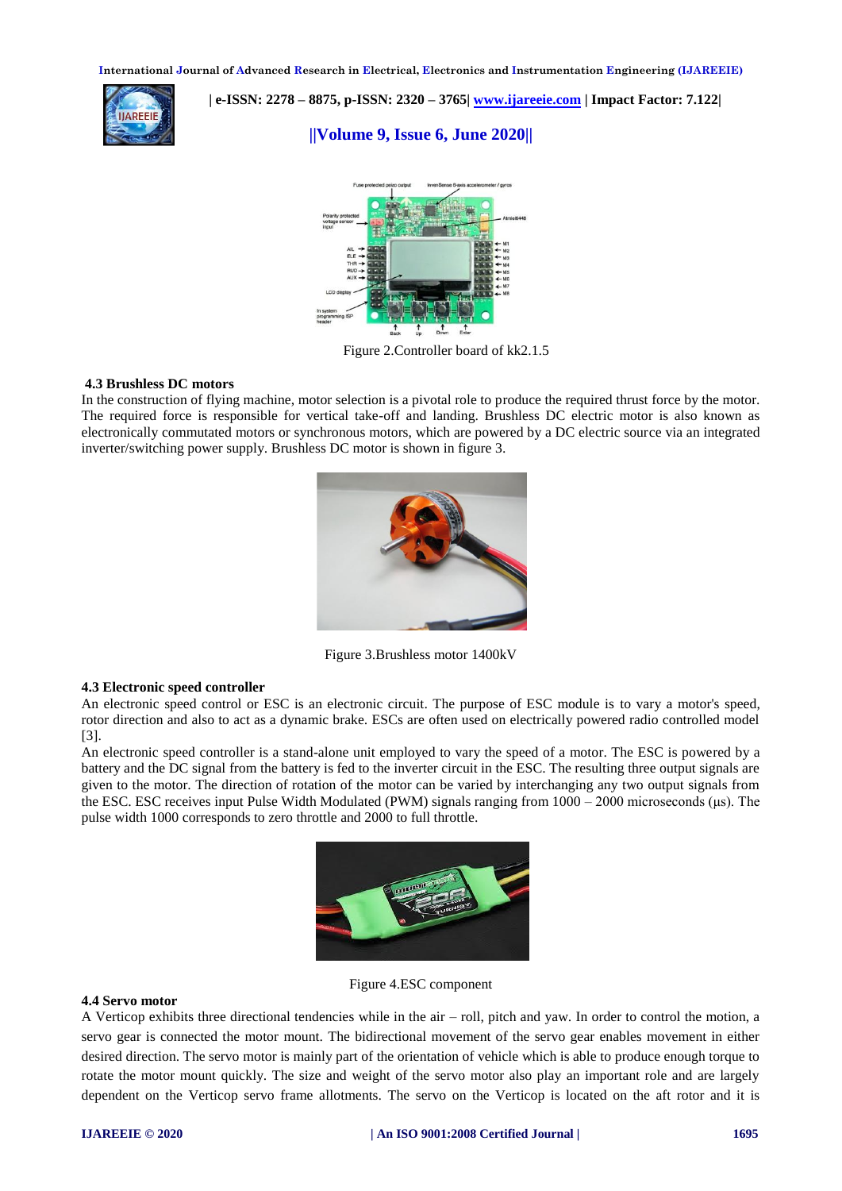Figure 2.Controller board of kk2.1.5

### 4.3 Brushless DC motors

In the construction of flying machine, motor selection is a pivotal role to produce the required thrust force by the motor. The required force is responsible for vertical take-off and landing. Brushless DC electric motor is also known as electronically commutated motors or synchronous motors, which are powered by a DC electric source via an integrated inverter/switching power supply. Brushless DC motor is shown in figure 3.

Figure 3.Brushless motor 1400kV

### 4.3 Electronic speed controller

An electronic speed control or ESC is an electronic circuit. The purpose of ESC module is to vary a motor's speed, rotor direction and also to act as a dynamic brake. ESCs are often used on electrically powered radio controlled model [3].

An electronic speed controller is a stand-alone unit employed to vary the speed of a motor. The ESC is powered by a battery and the DC signal from the battery is fed to the inverter circuit in the ESC. The resulting three output signals are given to the motor. The direction of rotation of the motor can be varied by interchanging any two output signals from the ESC. ESC receives input Pulse Width Modulated (PWM) signals ranging from 1000 – 2000 microseconds (µs). The pulse width 1000 corresponds to zero throttle and 2000 to full throttle.

Figure 4.ESC component

### 4.4 Servo motor

A Verticop exhibits three directional tendencies while in the air – roll, pitch and yaw. In order to control the motion, a servo gear is connected the motor mount. The bidirectional movement of the servo gear enables movement in either desired direction. The servo motor is mainly part of the orientation of vehicle which is able to produce enough torque to rotate the motor mount quickly. The size and weight of the servo motor also play an important role and are largely dependent on the Verticop servo frame allotments. The servo on the Verticop is located on the aft rotor and it is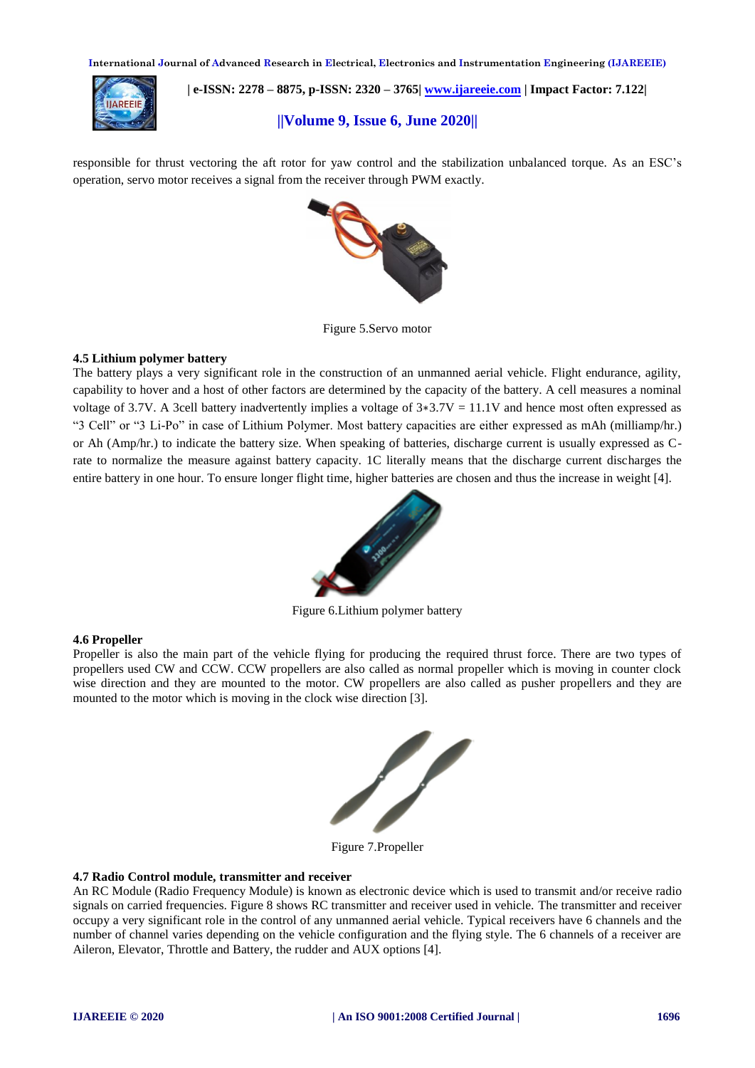responsible for thrust vectoring the aft rotor for yaw control and the stabilization unbalanced torque. As an ESC's operation, servo motor receives a signal from the receiver through PWM exactly.

Figure 5.Servo motor

### 4.5 Lithium polymer battery

The battery plays a very significant role in the construction of an unmanned aerial vehicle. Flight endurance, agility, capability to hover and a host of other factors are determined by the capacity of the battery. A cell measures a nominal voltage of 3.7V. A 3cell battery inadvertently implies a voltage of $3*3.7V = 11.1V$ and hence most often expressed as "3 Cell" or "3 Li-Po" in case of Lithium Polymer. Most battery capacities are either expressed as mAh (milliamp/hr.) or Ah (Amp/hr.) to indicate the battery size. When speaking of batteries, discharge current is usually expressed as C-rate to normalize the measure against battery capacity. 1C literally means that the discharge current discharges the entire battery in one hour. To ensure longer flight time, higher batteries are chosen and thus the increase in weight [4].

Figure 6.Lithium polymer battery

### 4.6 Propeller

Propeller is also the main part of the vehicle flying for producing the required thrust force. There are two types of propellers used CW and CCW. CCW propellers are also called as normal propeller which is moving in counter clock wise direction and they are mounted to the motor. CW propellers are also called as pusher propellers and they are mounted to the motor which is moving in the clock wise direction [3].

Figure 7.Propeller

### 4.7 Radio Control module, transmitter and receiver

An RC Module (Radio Frequency Module) is known as electronic device which is used to transmit and/or receive radio signals on carried frequencies. Figure 8 shows RC transmitter and receiver used in vehicle. The transmitter and receiver occupy a very significant role in the control of any unmanned aerial vehicle. Typical receivers have 6 channels and the number of channel varies depending on the vehicle configuration and the flying style. The 6 channels of a receiver are Aileron, Elevator, Throttle and Battery, the rudder and AUX options [4].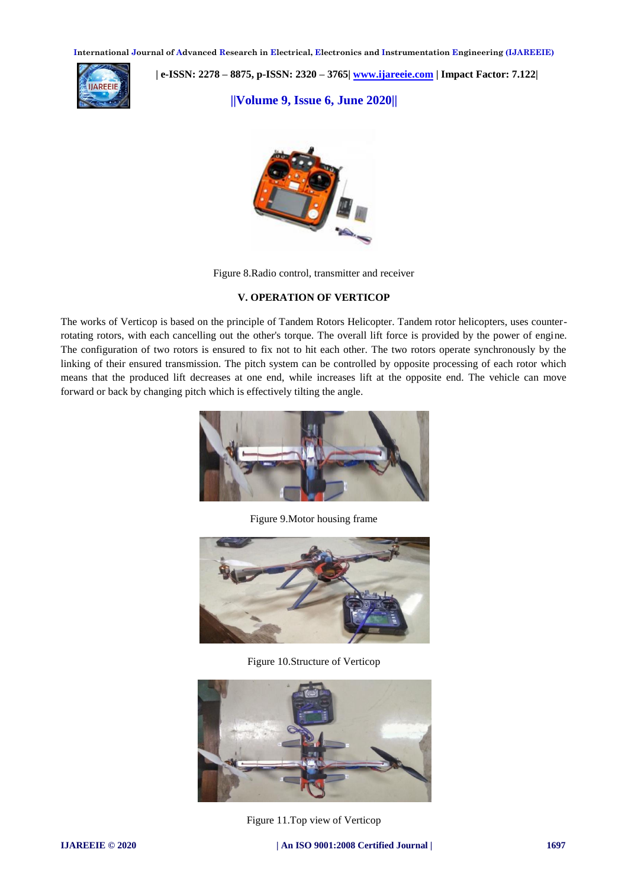Figure 8.Radio control, transmitter and receiver

## V. OPERATION OF VERTICOP

The works of Verticop is based on the principle of Tandem Rotors Helicopter. Tandem rotor helicopters, uses counter-rotating rotors, with each cancelling out the other's torque. The overall lift force is provided by the power of engine. The configuration of two rotors is ensured to fix not to hit each other. The two rotors operate synchronously by the linking of their ensured transmission. The pitch system can be controlled by opposite processing of each rotor which means that the produced lift decreases at one end, while increases lift at the opposite end. The vehicle can move forward or back by changing pitch which is effectively tilting the angle.

Figure 9.Motor housing frame

Figure 10.Structure of Verticop

Figure 11.Top view of Verticop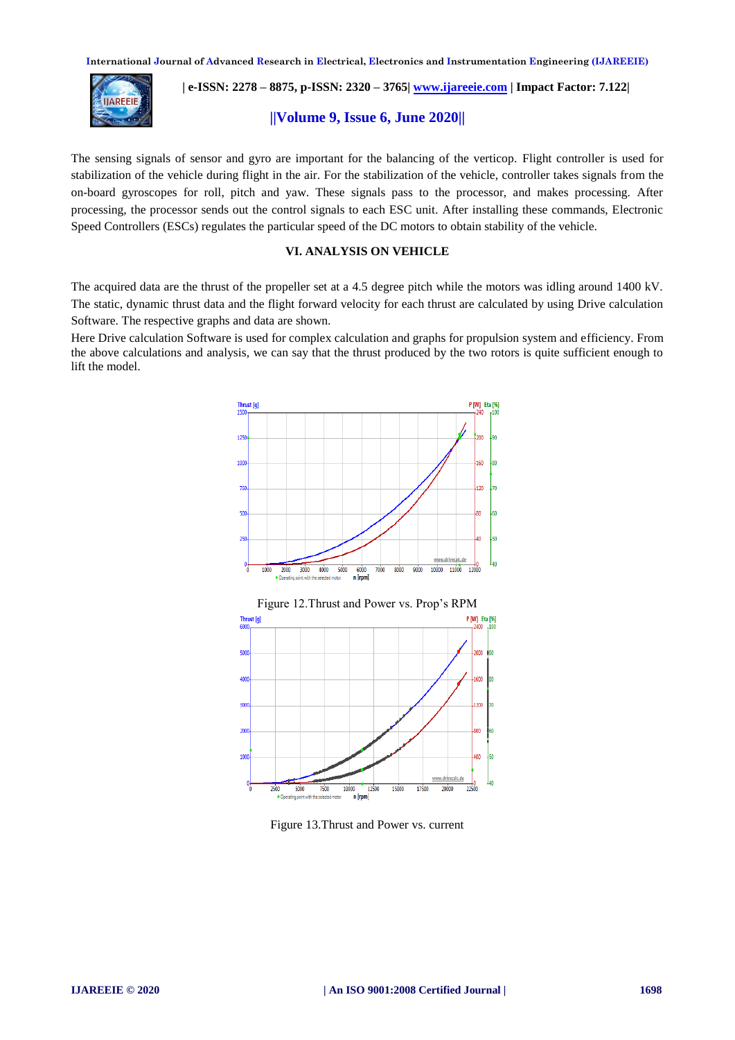The sensing signals of sensor and gyro are important for the balancing of the verticop. Flight controller is used for stabilization of the vehicle during flight in the air. For the stabilization of the vehicle, controller takes signals from the on-board gyroscopes for roll, pitch and yaw. These signals pass to the processor, and makes processing. After processing, the processor sends out the control signals to each ESC unit. After installing these commands, Electronic Speed Controllers (ESCs) regulates the particular speed of the DC motors to obtain stability of the vehicle.

## VI. ANALYSIS ON VEHICLE

The acquired data are the thrust of the propeller set at a 4.5 degree pitch while the motors was idling around 1400 kV. The static, dynamic thrust data and the flight forward velocity for each thrust are calculated by using Drive calculation Software. The respective graphs and data are shown.

Here Drive calculation Software is used for complex calculation and graphs for propulsion system and efficiency. From the above calculations and analysis, we can say that the thrust produced by the two rotors is quite sufficient enough to lift the model.

Figure 12.Thrust and Power vs. Prop's RPM

Figure 13.Thrust and Power vs. current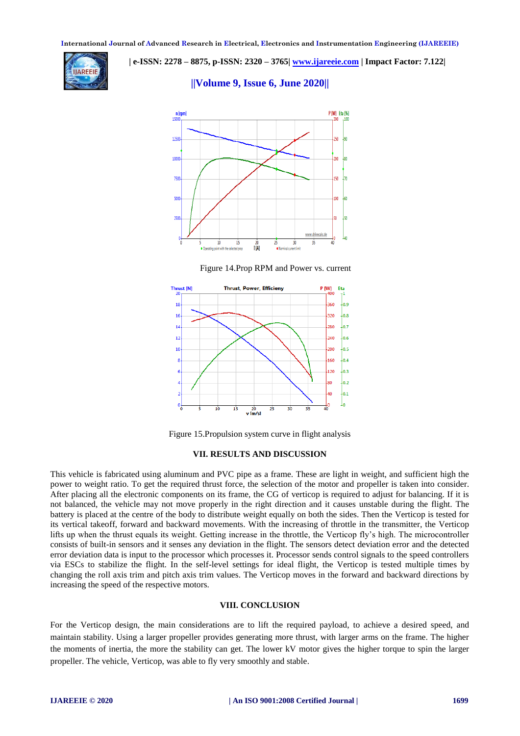Figure 14.Prop RPM and Power vs. current

Figure 15.Propulsion system curve in flight analysis

## VII. RESULTS AND DISCUSSION

This vehicle is fabricated using aluminum and PVC pipe as a frame. These are light in weight, and sufficient high the power to weight ratio. To get the required thrust force, the selection of the motor and propeller is taken into consider. After placing all the electronic components on its frame, the CG of verticop is required to adjust for balancing. If it is not balanced, the vehicle may not move properly in the right direction and it causes unstable during the flight. The battery is placed at the centre of the body to distribute weight equally on both the sides. Then the Verticop is tested for its vertical takeoff, forward and backward movements. With the increasing of throttle in the transmitter, the Verticop lifts up when the thrust equals its weight. Getting increase in the throttle, the Verticop fly's high. The microcontroller consists of built-in sensors and it senses any deviation in the flight. The sensors detect deviation error and the detected error deviation data is input to the processor which processes it. Processor sends control signals to the speed controllers via ESCs to stabilize the flight. In the self-level settings for ideal flight, the Verticop is tested multiple times by changing the roll axis trim and pitch axis trim values. The Verticop moves in the forward and backward directions by increasing the speed of the respective motors.

## VIII. CONCLUSION

For the Verticop design, the main considerations are to lift the required payload, to achieve a desired speed, and maintain stability. Using a larger propeller provides generating more thrust, with larger arms on the frame. The higher the moments of inertia, the more the stability can get. The lower kV motor gives the higher torque to spin the larger propeller. The vehicle, Verticop, was able to fly very smoothly and stable.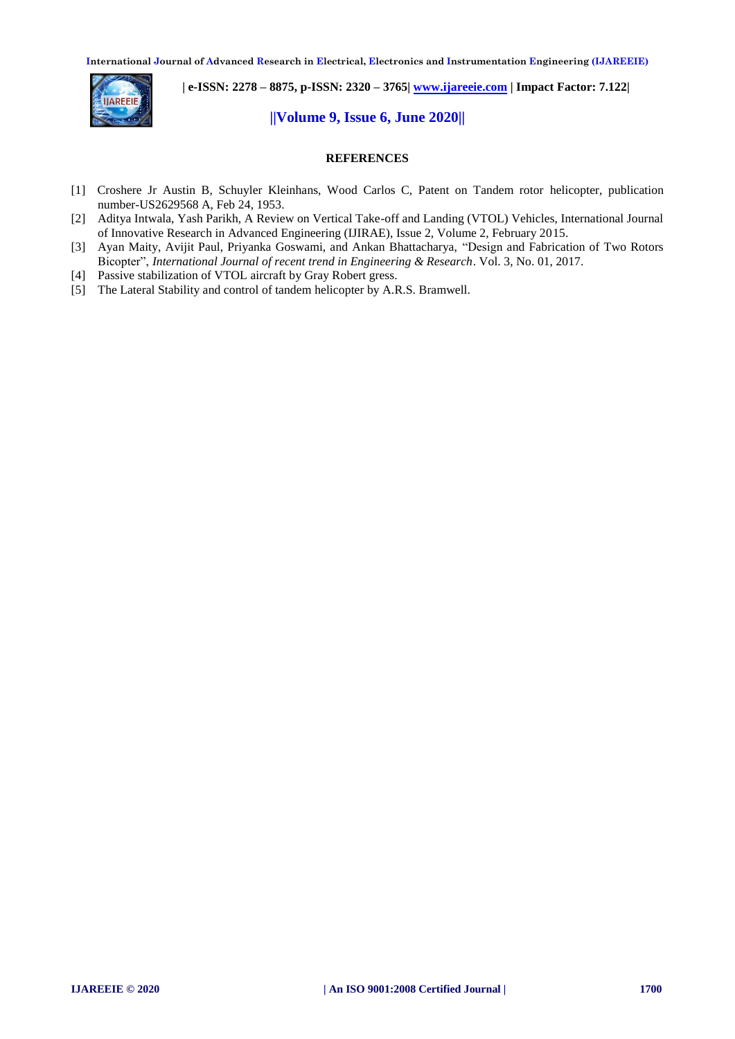## REFERENCES

[1] Croshere Jr Austin B, Schuyler Kleinhans, Wood Carlos C, Patent on Tandem rotor helicopter, publication number-US2629568 A, Feb 24, 1953.

[2] Aditya Intwala, Yash Parikh, A Review on Vertical Take-off and Landing (VTOL) Vehicles, International Journal of Innovative Research in Advanced Engineering (IJIRAE), Issue 2, Volume 2, February 2015.

[3] Ayan Maity, Avijit Paul, Priyanka Goswami, and Ankan Bhattacharya, "Design and Fabrication of Two Rotors Bicopter", *International Journal of recent trend in Engineering & Research*. Vol. 3, No. 01, 2017.

[4] Passive stabilization of VTOL aircraft by Gray Robert gress.

[5] The Lateral Stability and control of tandem helicopter by A.R.S. Bramwell.